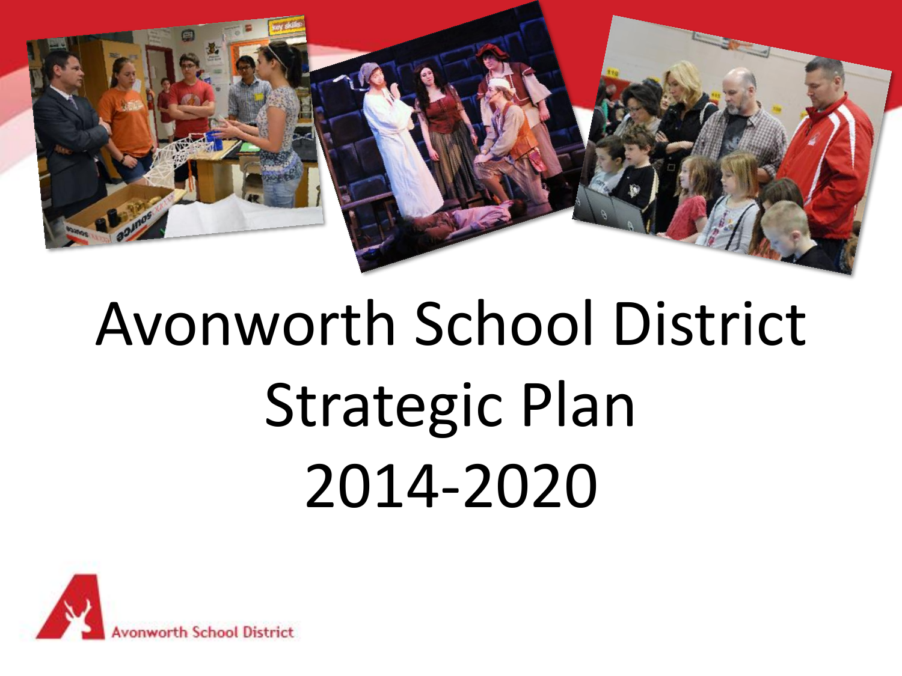# Avonworth School District Strategic Plan 2014-2020

Avonworth School District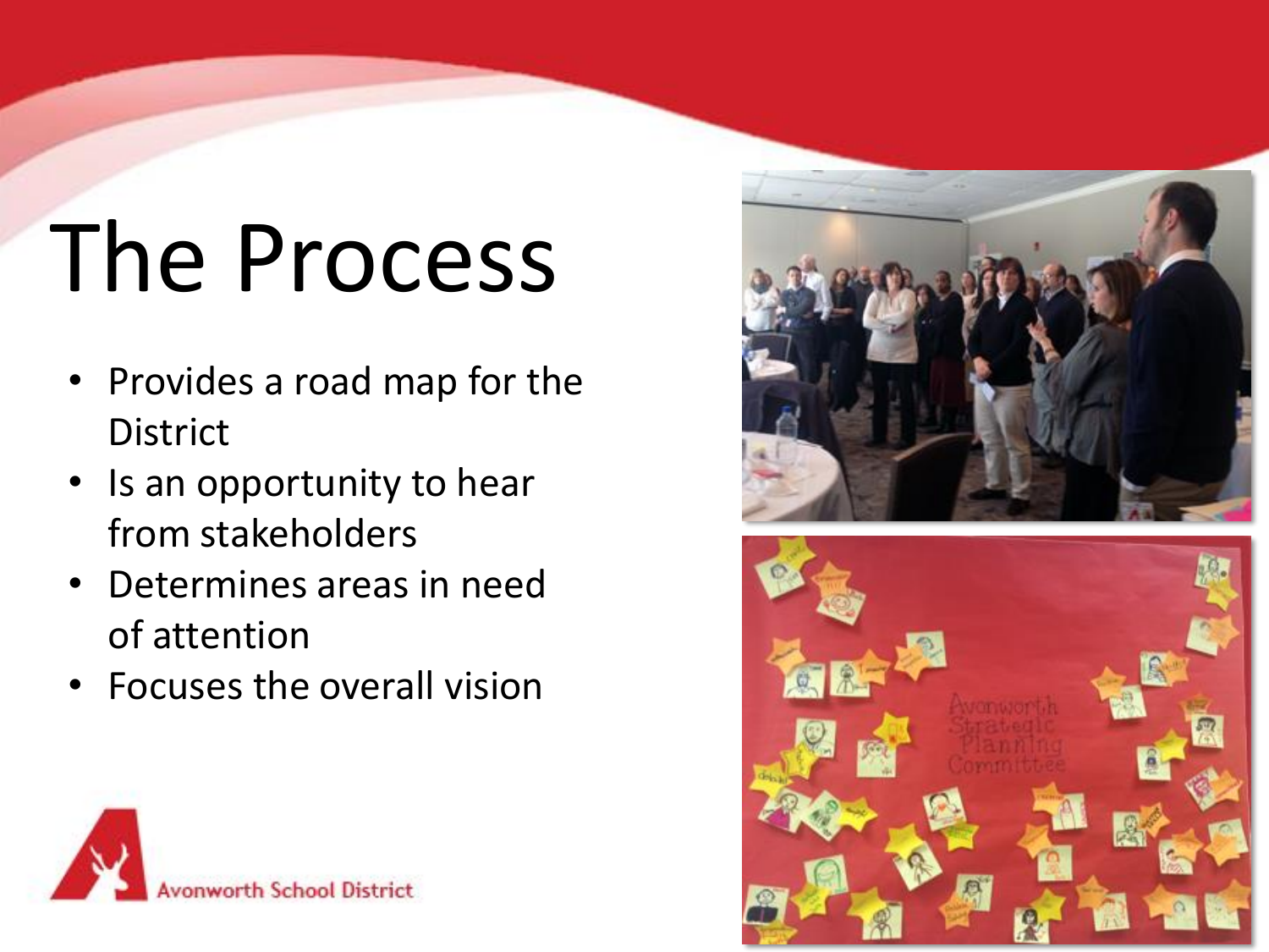# The Process

- Provides a road map for the District
- Is an opportunity to hear from stakeholders
- Determines areas in need of attention
- Focuses the overall vision

Avonworth School District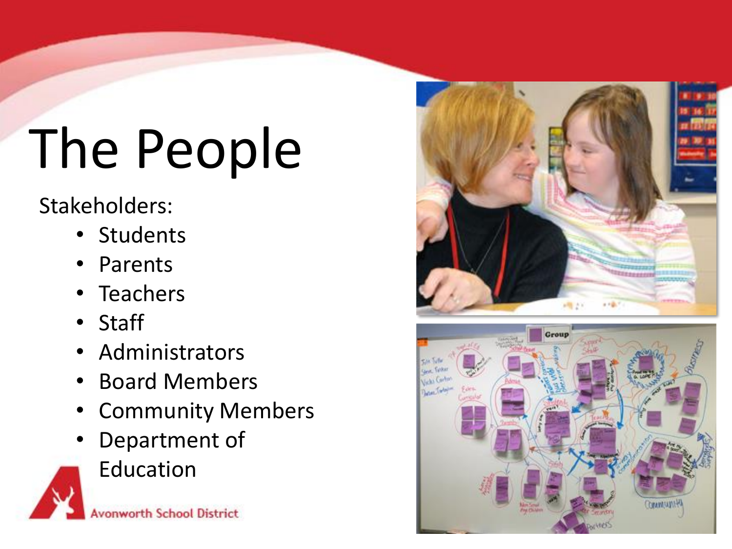# The People

Stakeholders:

- Students
- Parents
- Teachers
- Staff
- Administrators
- Board Members
- Community Members
- Department of Education

Avonworth School District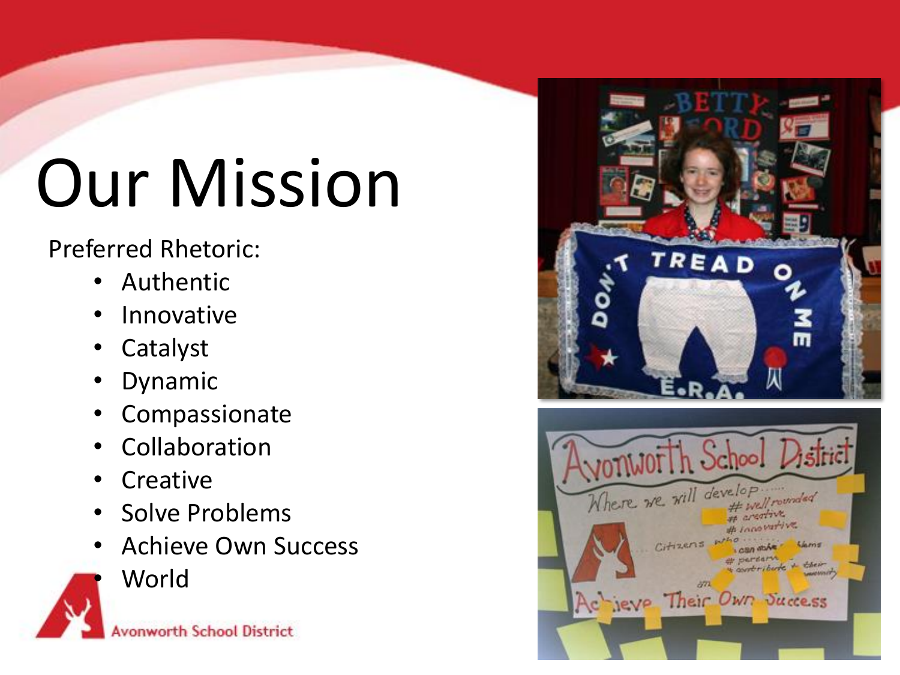# Our Mission

Preferred Rhetoric:

- Authentic
- Innovative
- Catalyst
- Dynamic
- Compassionate
- Collaboration
- Creative
- Solve Problems
- Achieve Own Success
- World

Avonworth School District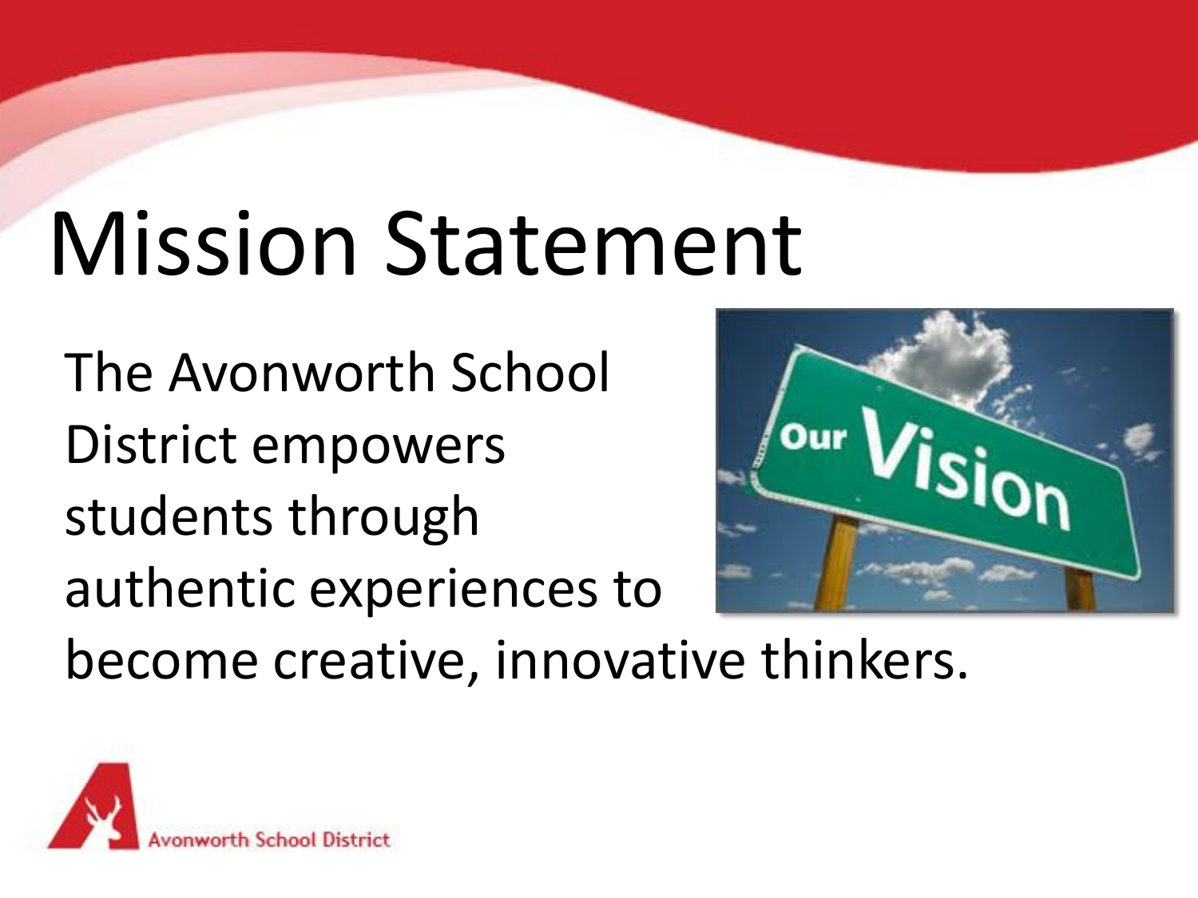# Mission Statement

The Avonworth School District empowers students through authentic experiences to become creative, innovative thinkers.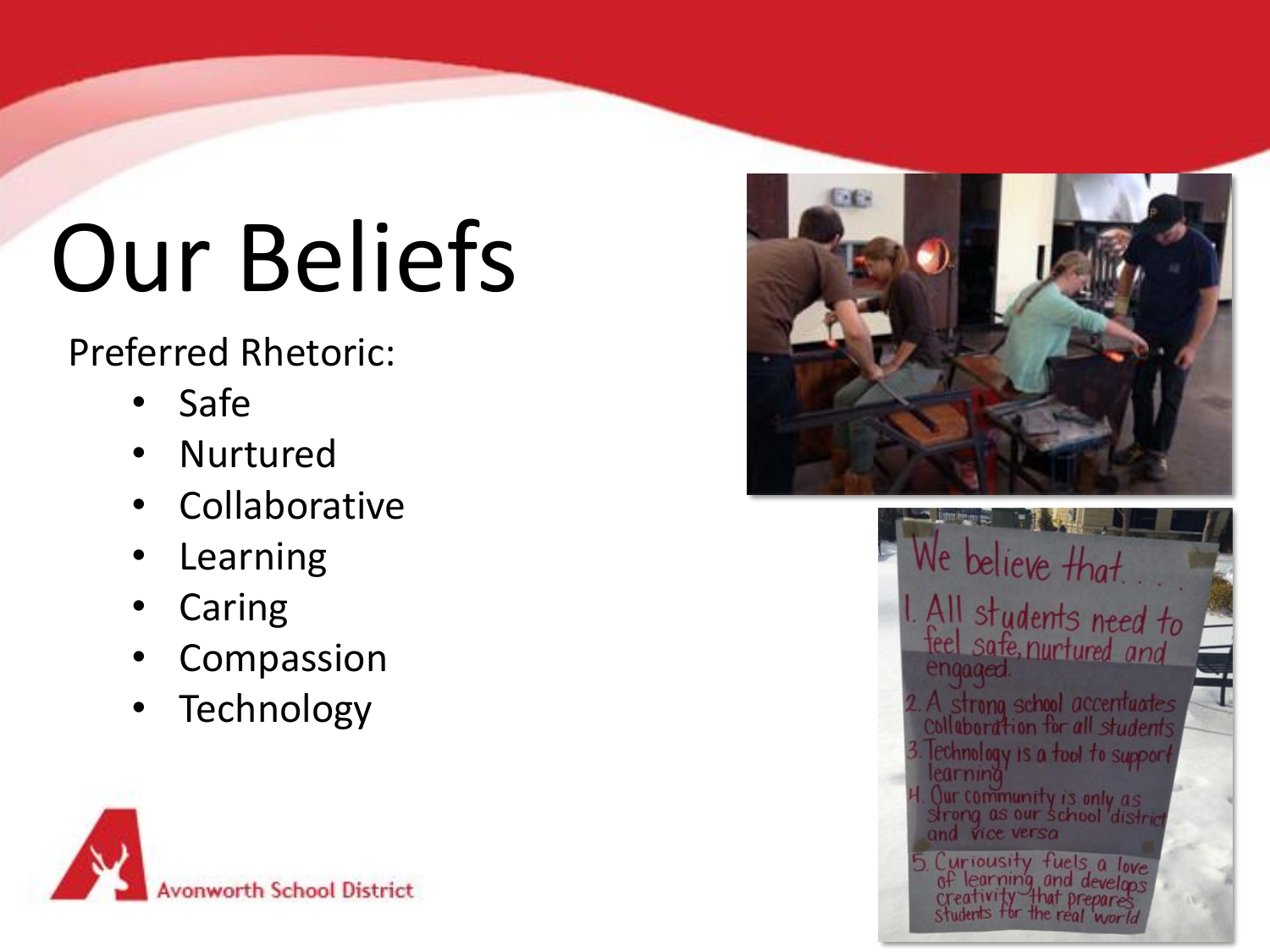# Our Beliefs

Preferred Rhetoric:

- Safe
- Nurtured
- Collaborative
- Learning
- Caring
- Compassion
- Technology

Avonworth School District

We believe that. . .

1. All students need to feel safe, nurtured and engaged.
2. A strong school accentuates collaboration for all students
3. Technology is a tool to support learning
4. Our community is only as strong as our school district and vice versa
5. Curiousity fuels a love of learning and develops creativity that prepares students for the real world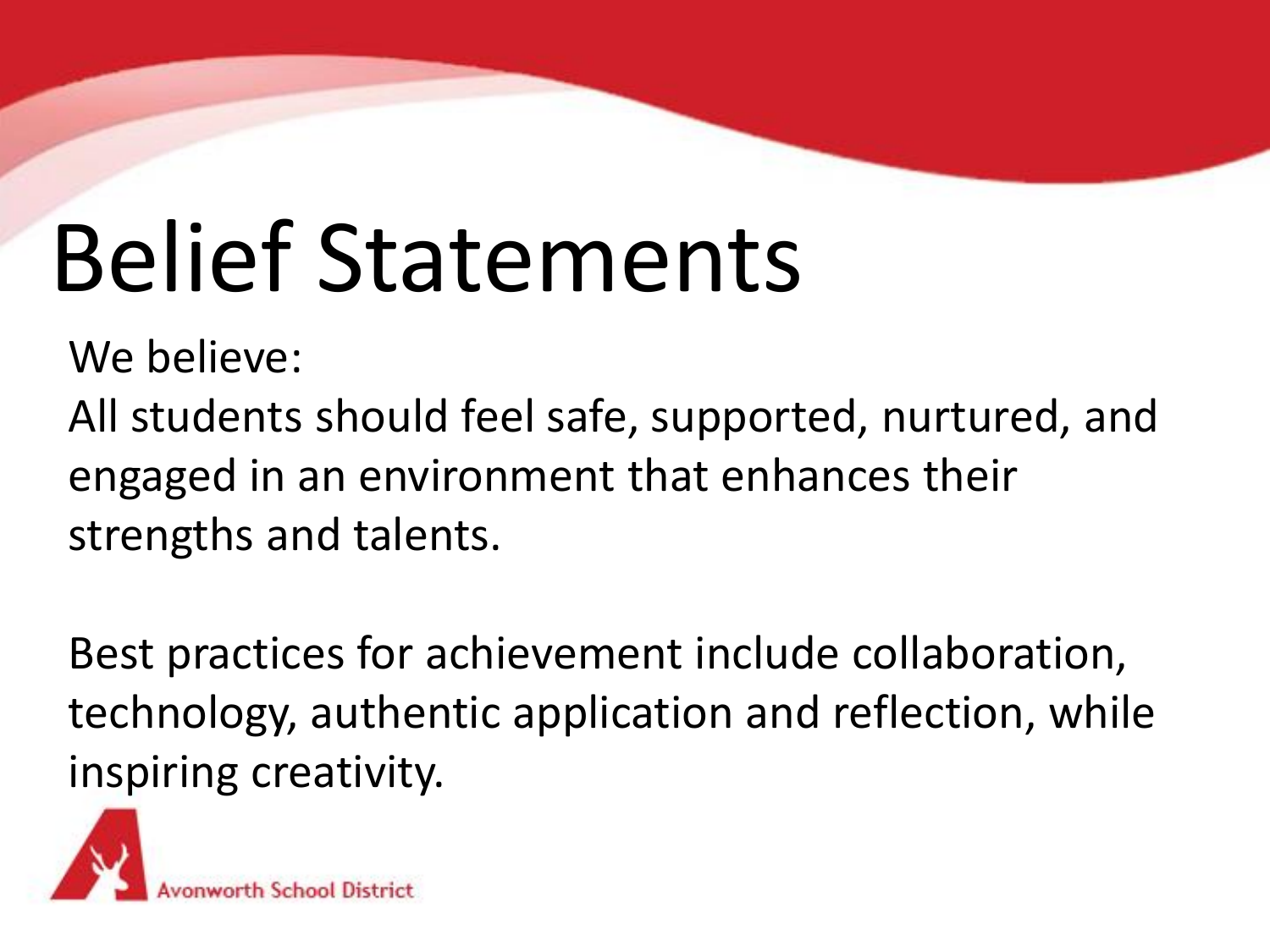# Belief Statements

We believe:

All students should feel safe, supported, nurtured, and engaged in an environment that enhances their strengths and talents.

Best practices for achievement include collaboration, technology, authentic application and reflection, while inspiring creativity.

Avonworth School District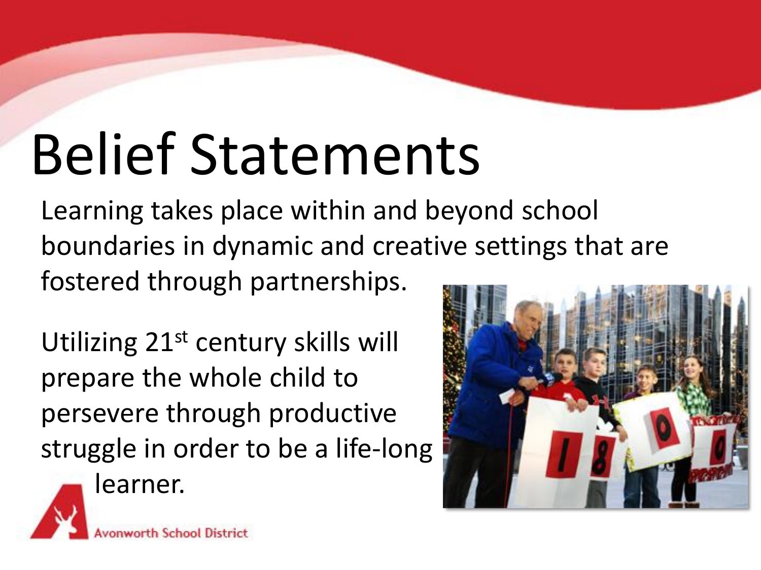# Belief Statements

Learning takes place within and beyond school boundaries in dynamic and creative settings that are fostered through partnerships.

Utilizing 21st century skills will prepare the whole child to persevere through productive struggle in order to be a life-long learner.

Avonworth School District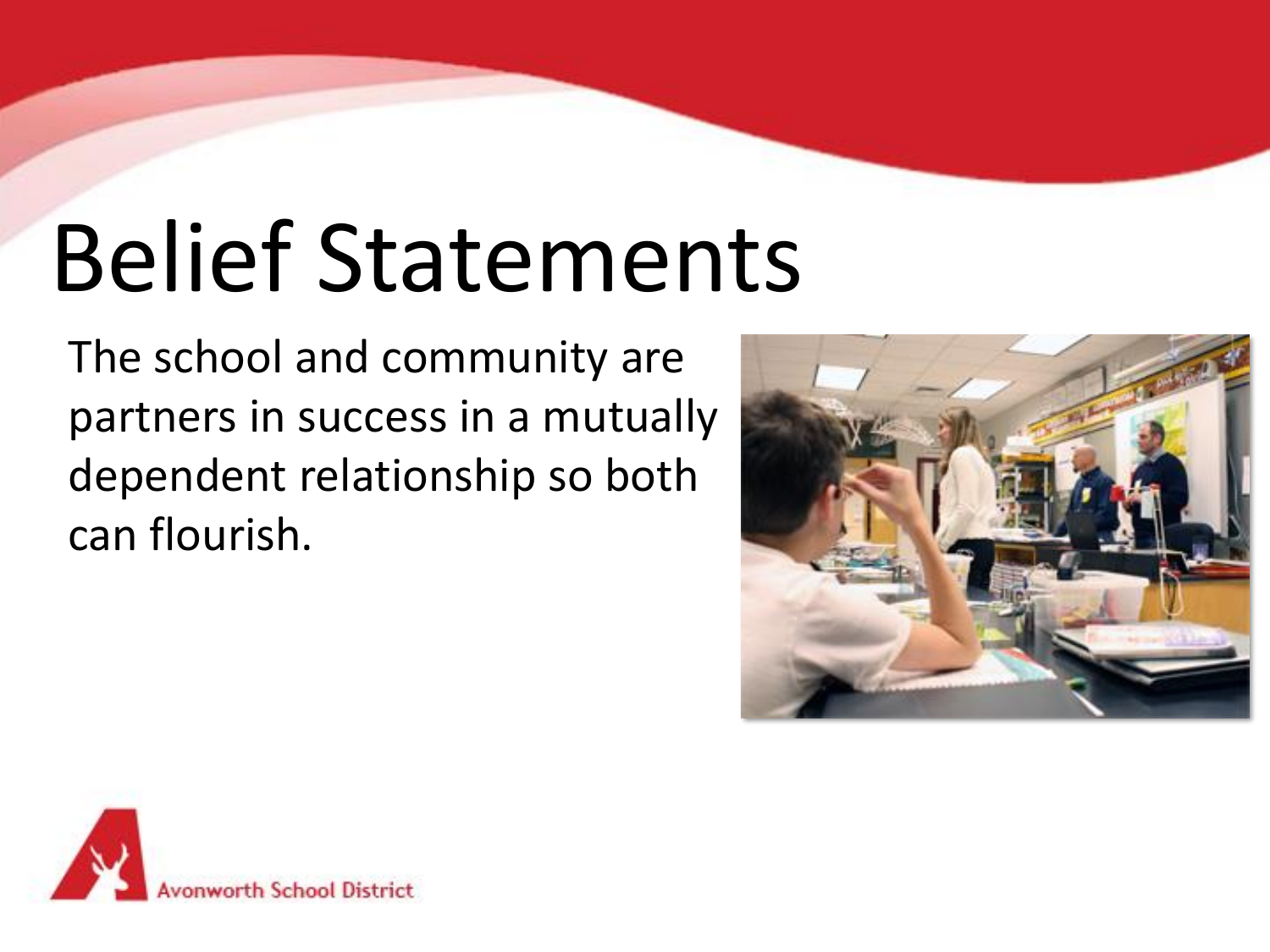# Belief Statements

The school and community are partners in success in a mutually dependent relationship so both can flourish.

Avonworth School District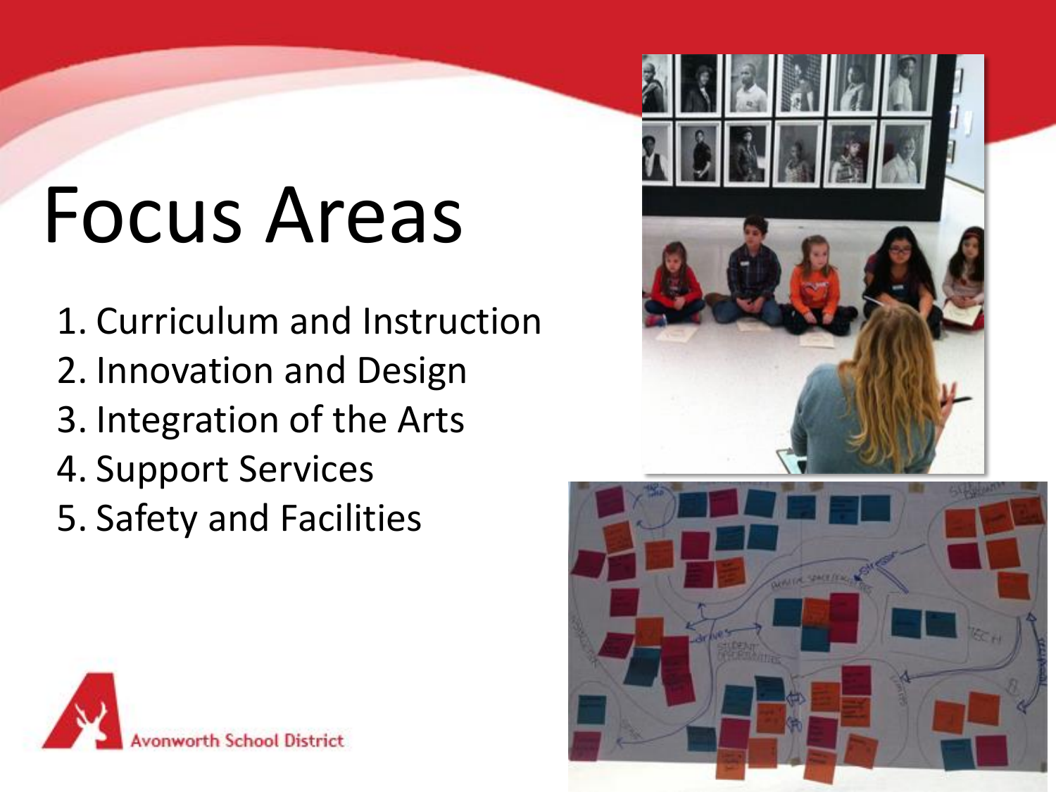# Focus Areas

1. Curriculum and Instruction
2. Innovation and Design
3. Integration of the Arts
4. Support Services
5. Safety and Facilities

Avonworth School District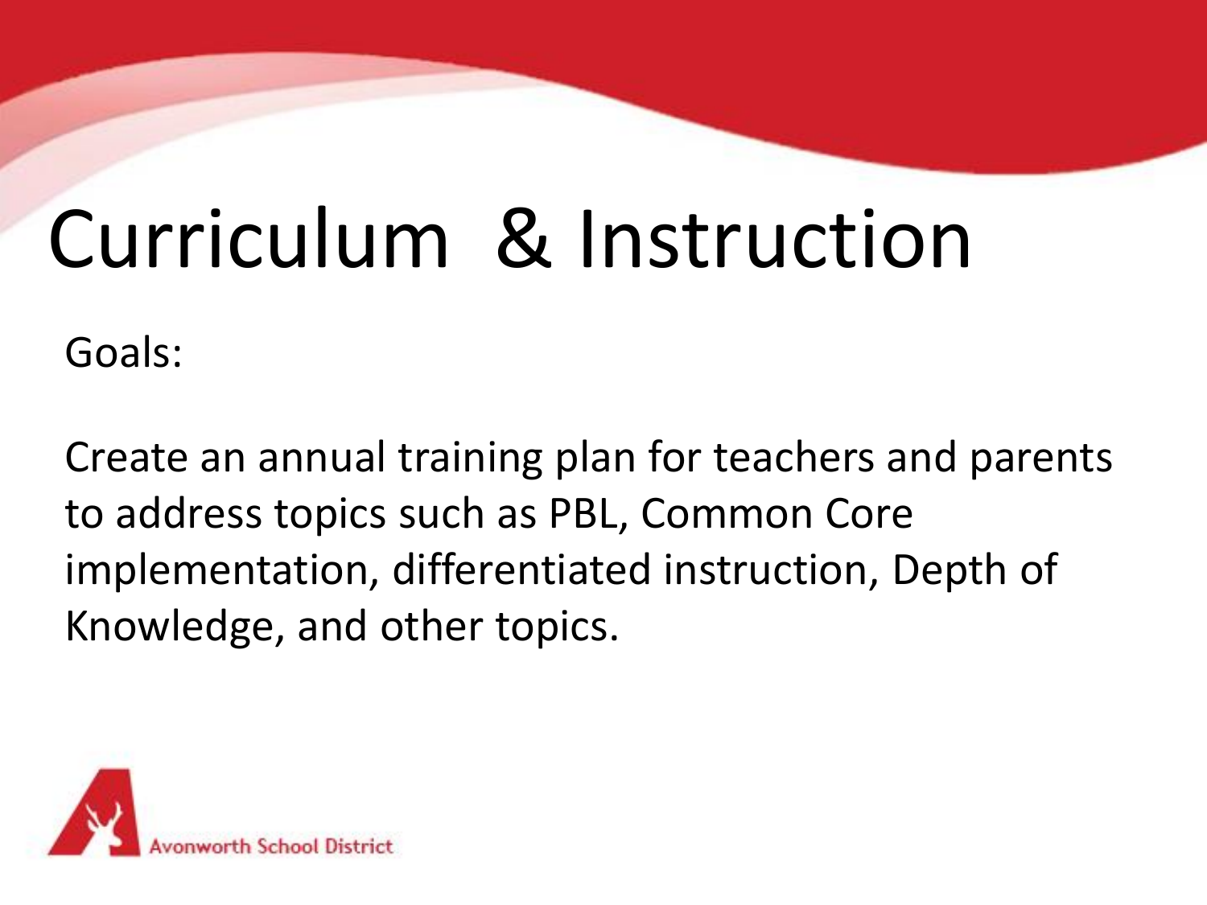# Curriculum & Instruction

Goals:

Create an annual training plan for teachers and parents to address topics such as PBL, Common Core implementation, differentiated instruction, Depth of Knowledge, and other topics.

Avonworth School District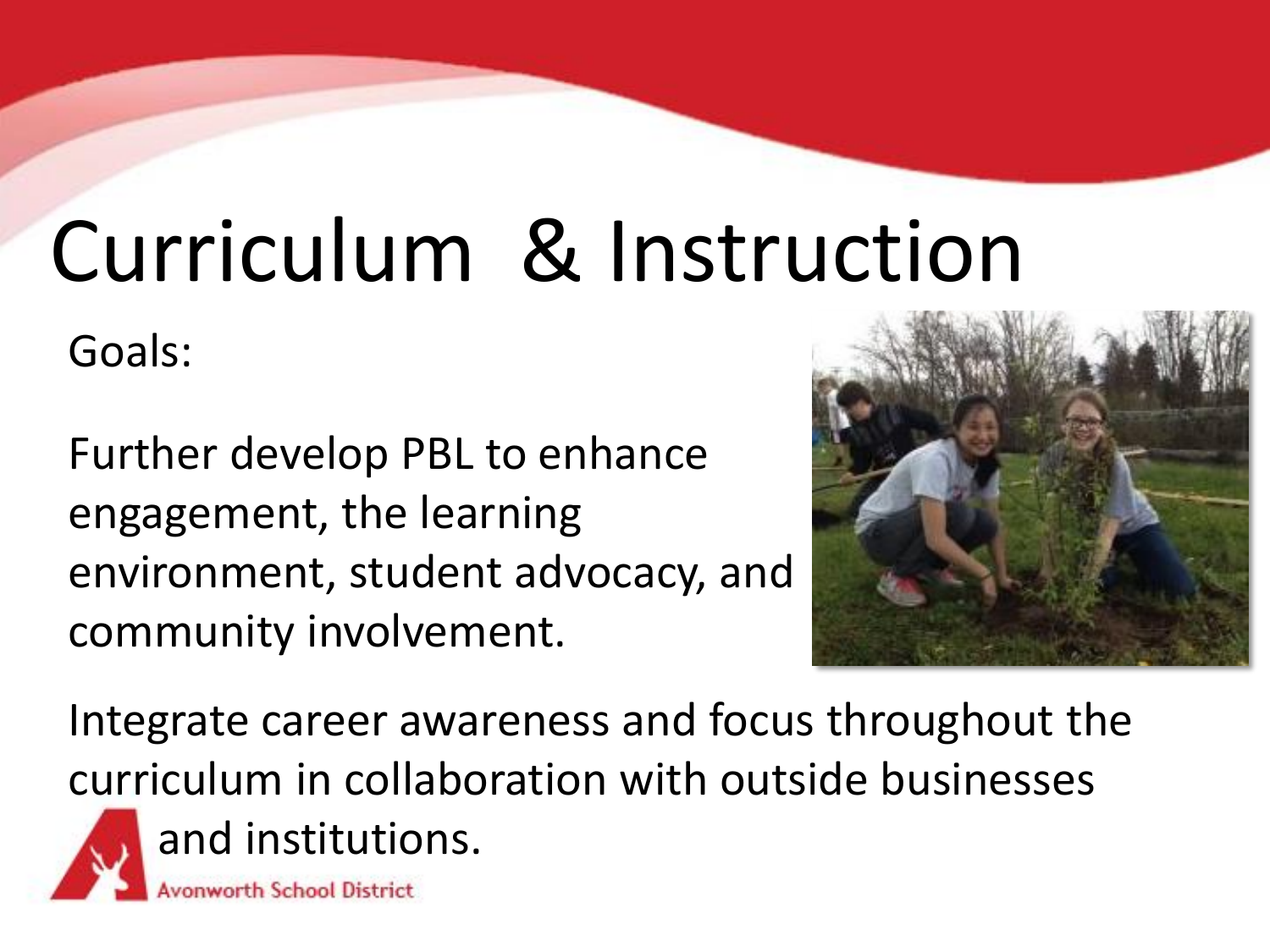# Curriculum & Instruction

Goals:

Further develop PBL to enhance engagement, the learning environment, student advocacy, and community involvement.

Integrate career awareness and focus throughout the curriculum in collaboration with outside businesses and institutions.

Avonworth School District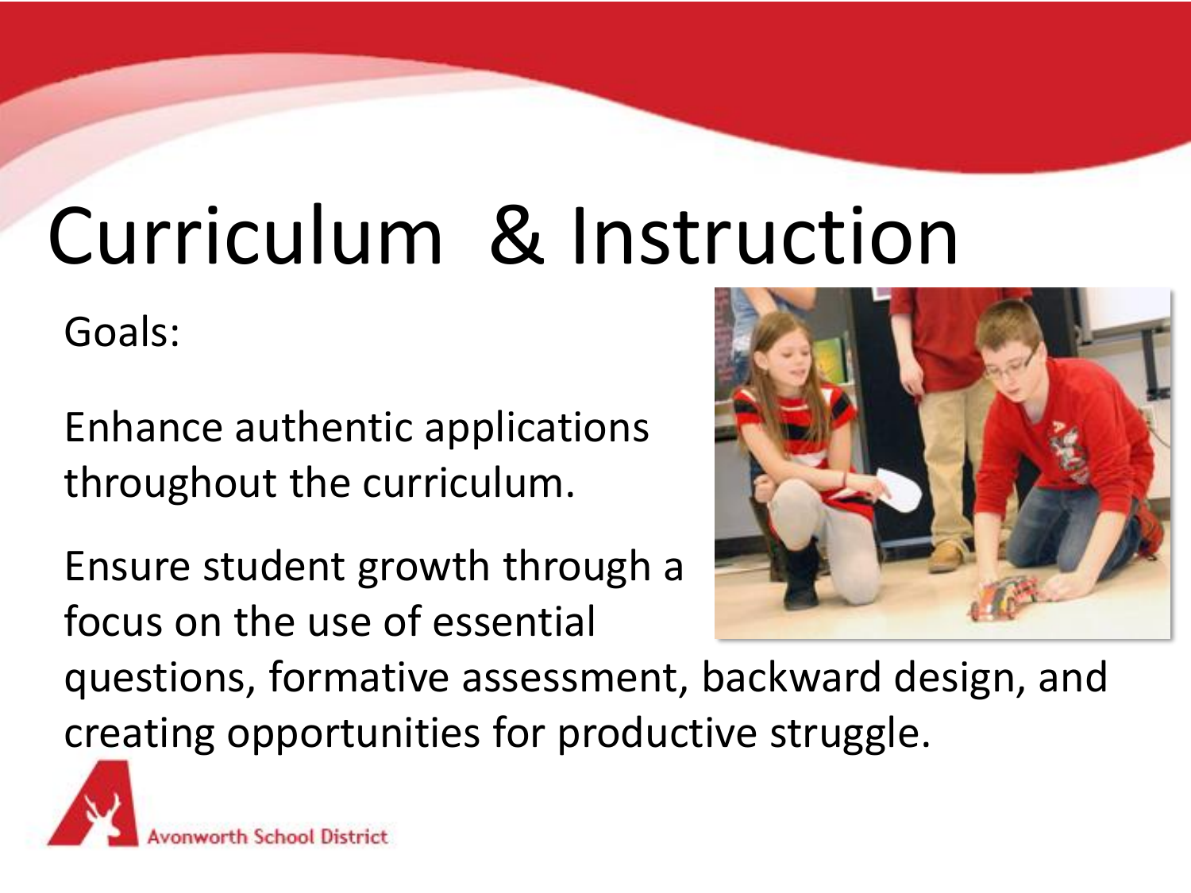# Curriculum & Instruction

Goals:

Enhance authentic applications throughout the curriculum.

Ensure student growth through a focus on the use of essential questions, formative assessment, backward design, and creating opportunities for productive struggle.

Avonworth School District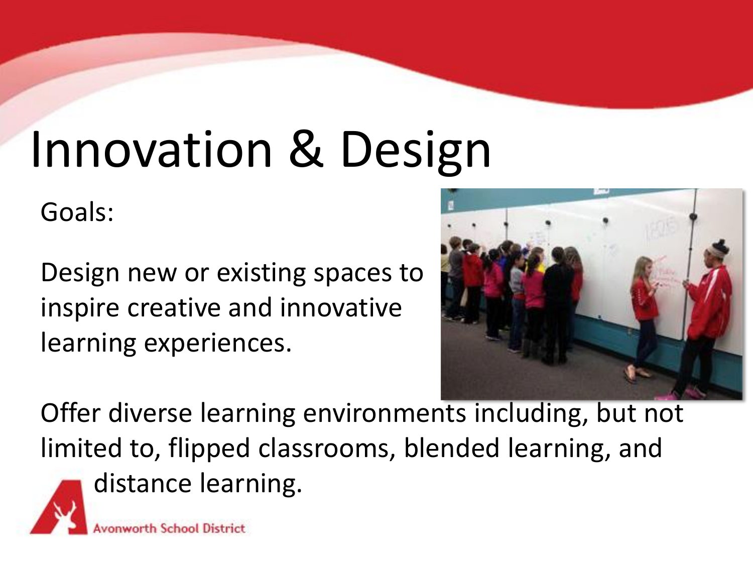# Innovation & Design

Goals:

Design new or existing spaces to inspire creative and innovative learning experiences.

Offer diverse learning environments including, but not limited to, flipped classrooms, blended learning, and distance learning.

Avonworth School District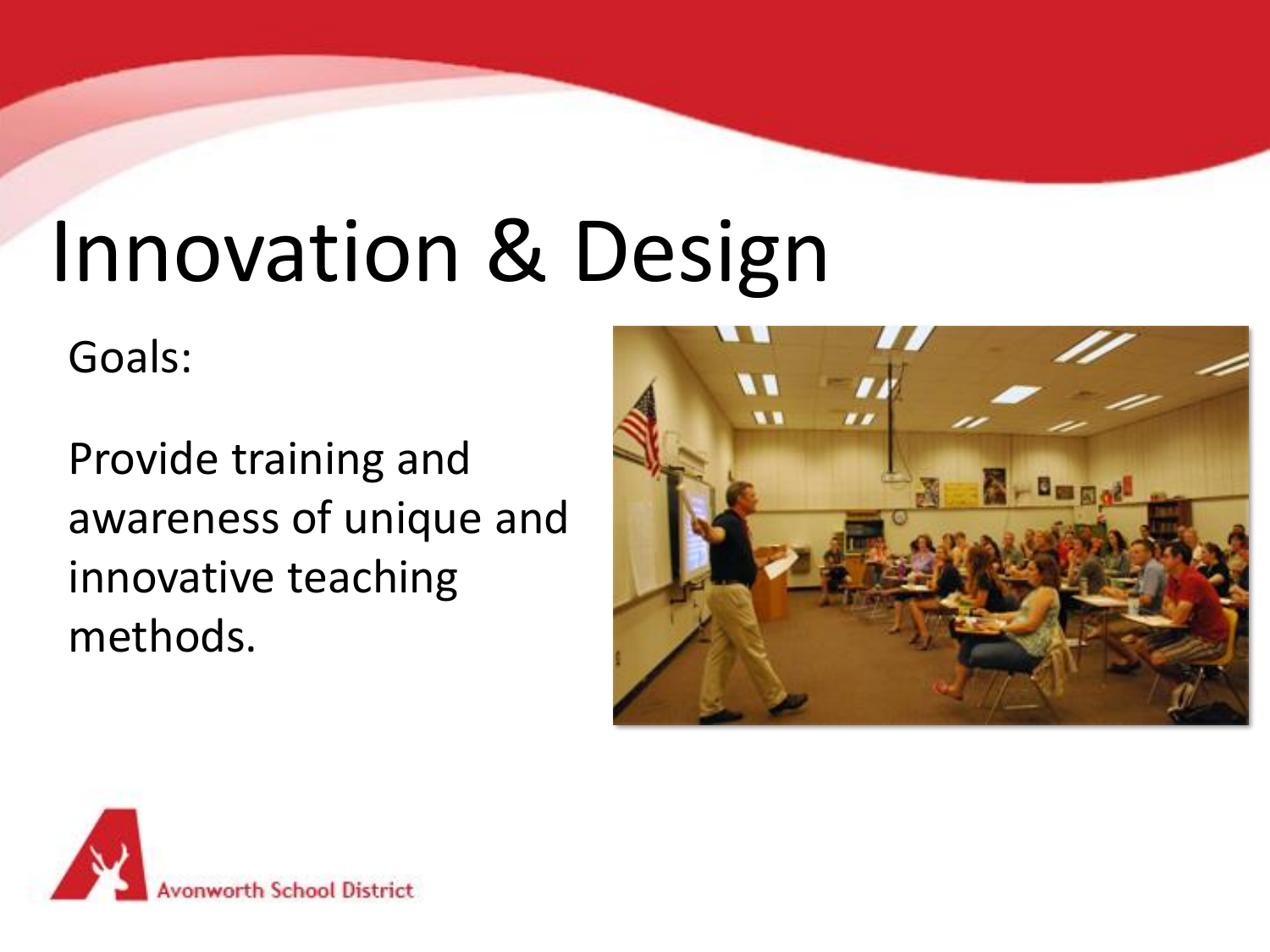# Innovation & Design

Goals:

Provide training and awareness of unique and innovative teaching methods.

Avonworth School District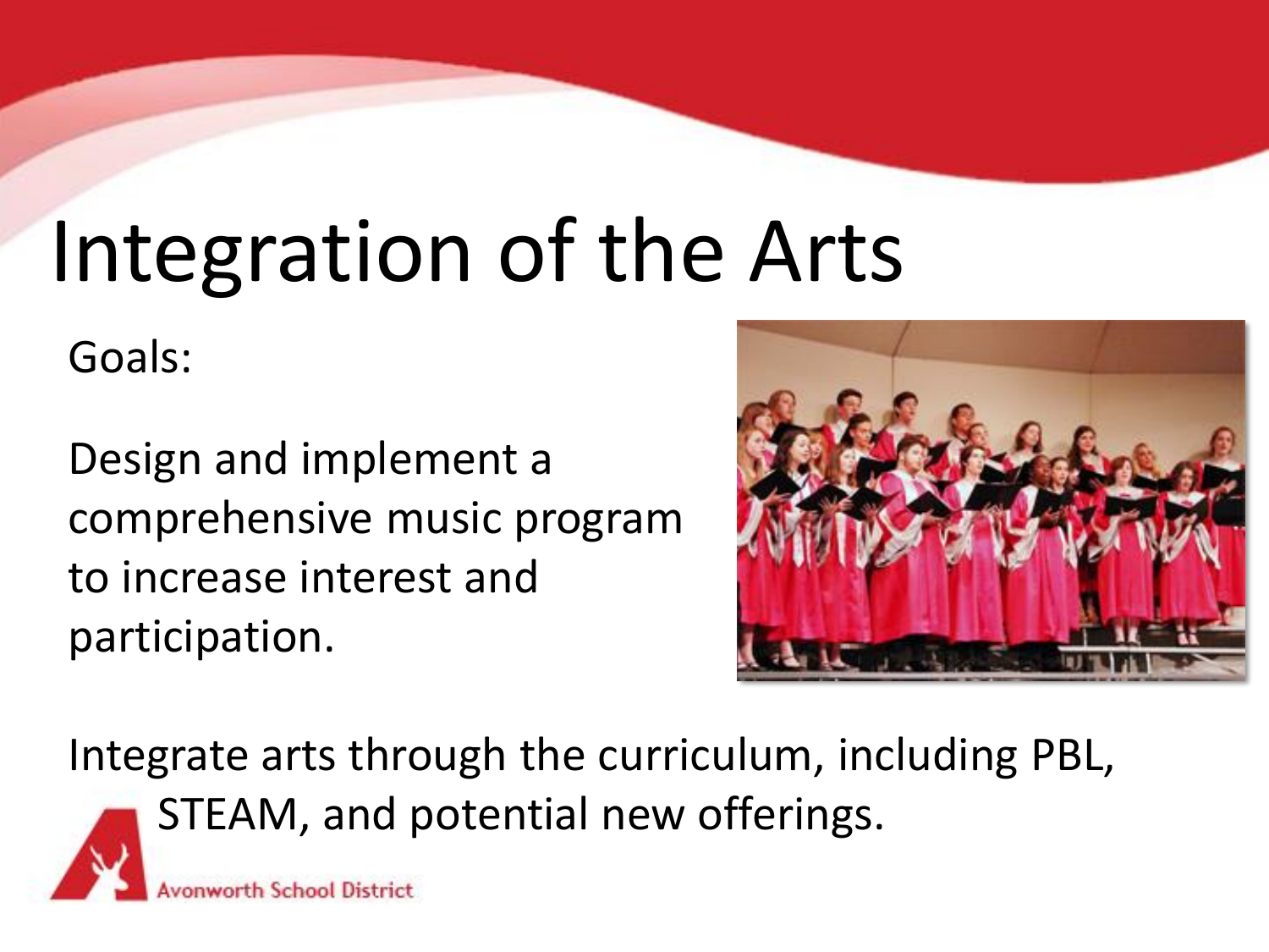# Integration of the Arts

Goals:

Design and implement a comprehensive music program to increase interest and participation.

Integrate arts through the curriculum, including PBL, STEAM, and potential new offerings.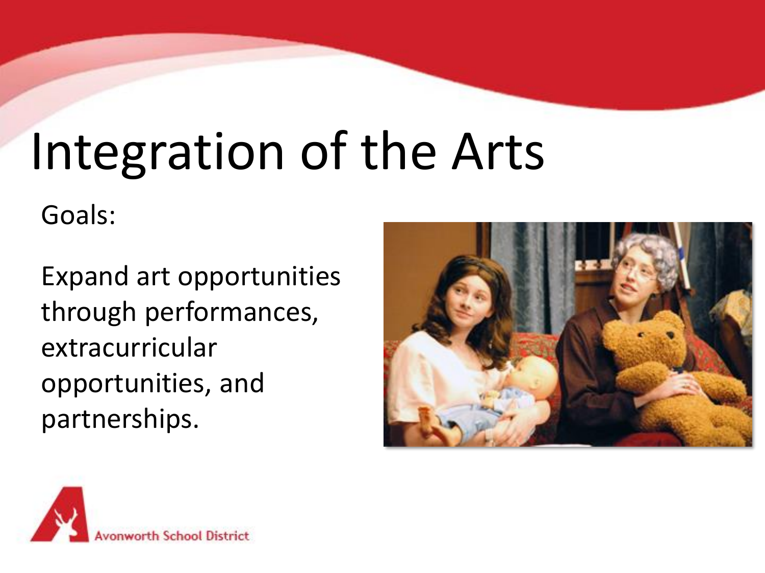# Integration of the Arts

Goals:

Expand art opportunities through performances, extracurricular opportunities, and partnerships.

Avonworth School District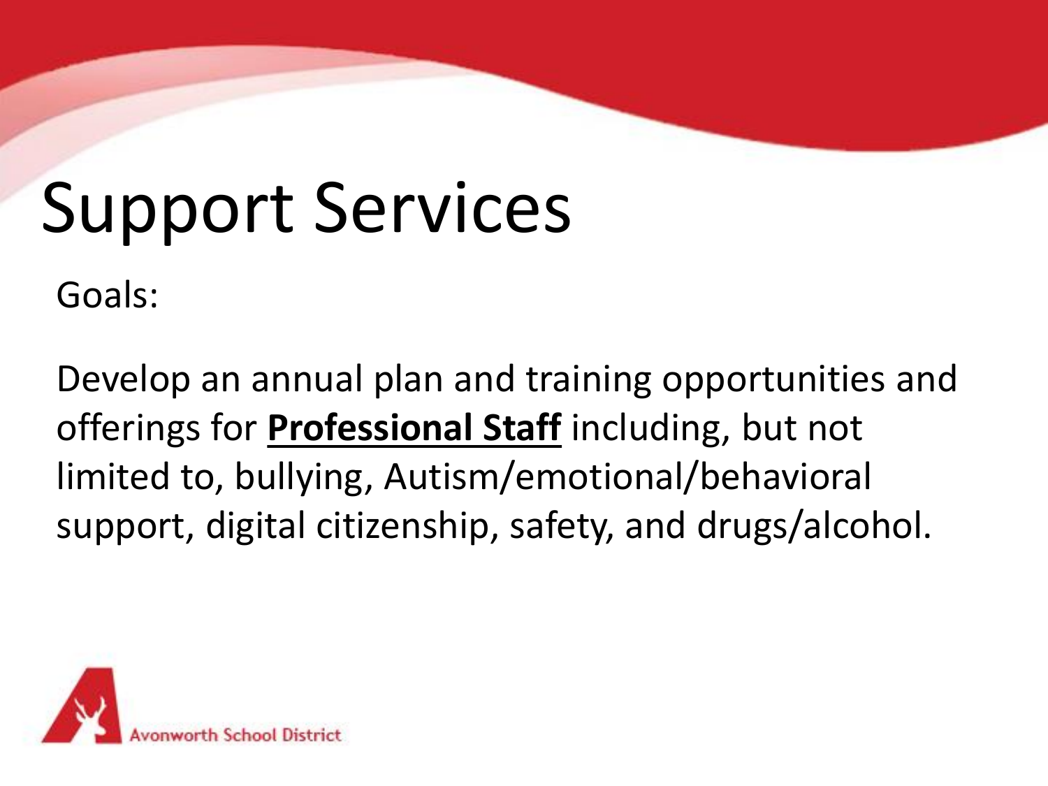# Support Services

Goals:

Develop an annual plan and training opportunities and offerings for **<u>Professional Staff</u>** including, but not limited to, bullying, Autism/emotional/behavioral support, digital citizenship, safety, and drugs/alcohol.

Avonworth School District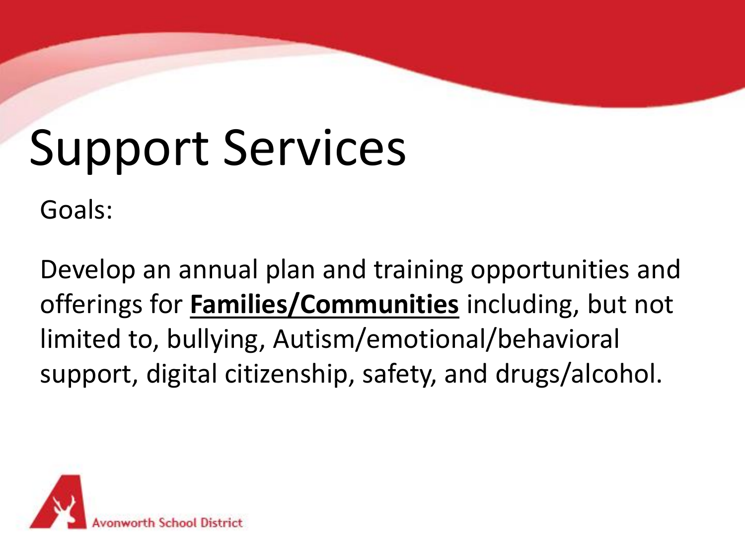# Support Services

Goals:

Develop an annual plan and training opportunities and offerings for **Families/Communities** including, but not limited to, bullying, Autism/emotional/behavioral support, digital citizenship, safety, and drugs/alcohol.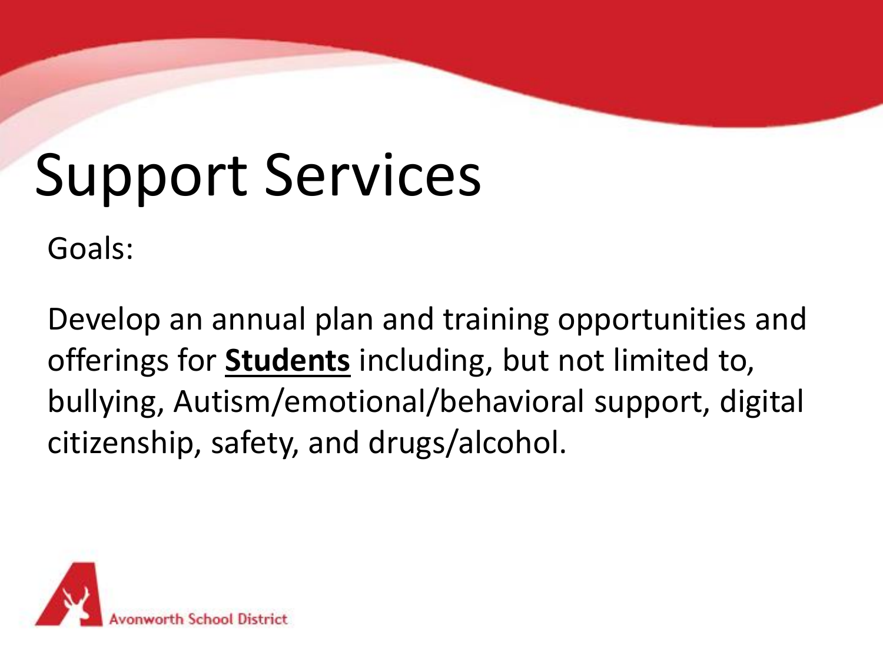# Support Services

Goals:

Develop an annual plan and training opportunities and offerings for **Students** including, but not limited to, bullying, Autism/emotional/behavioral support, digital citizenship, safety, and drugs/alcohol.

Avonworth School District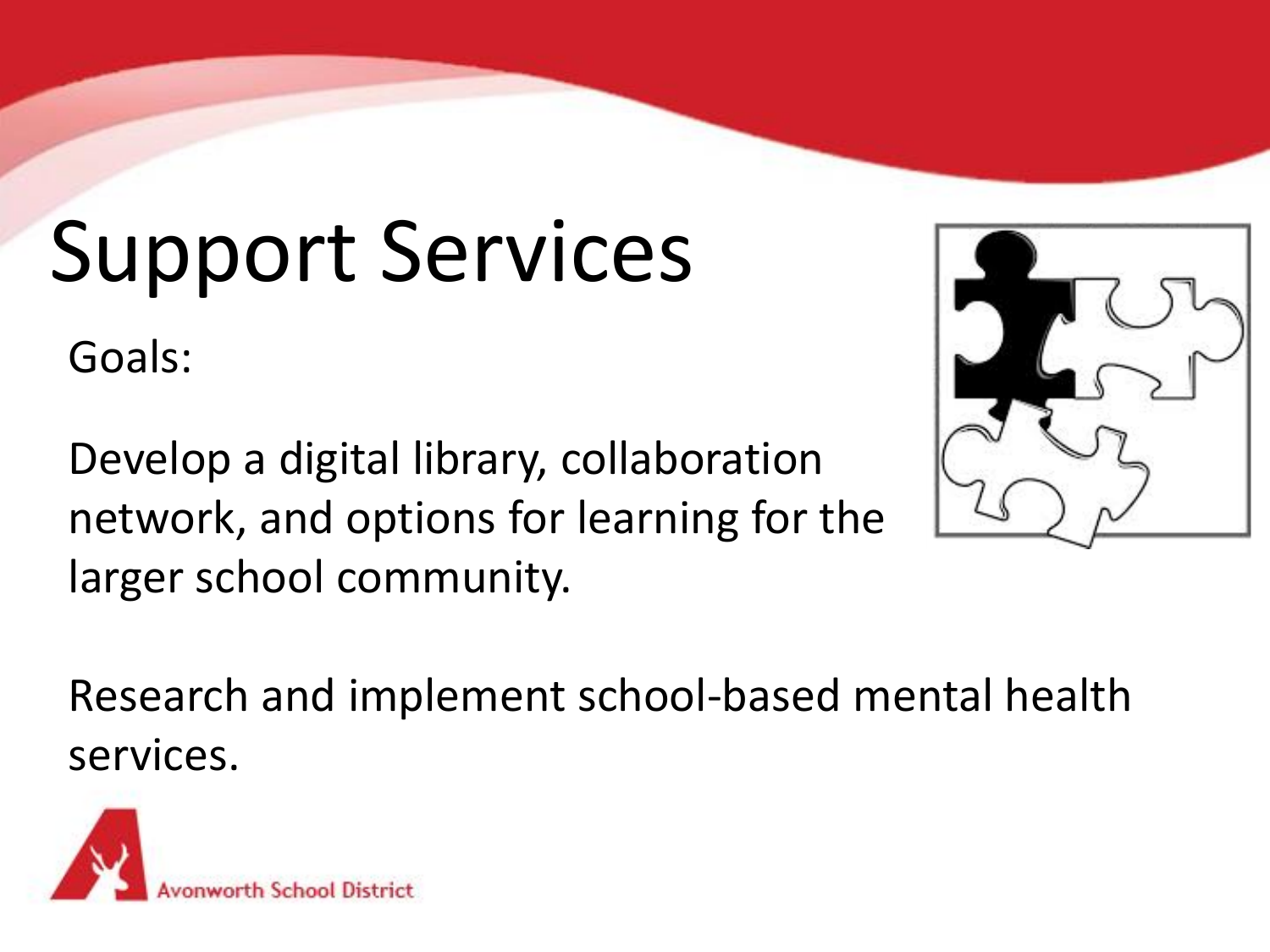# Support Services

Goals:

Develop a digital library, collaboration network, and options for learning for the larger school community.

Research and implement school-based mental health services.

Avonworth School District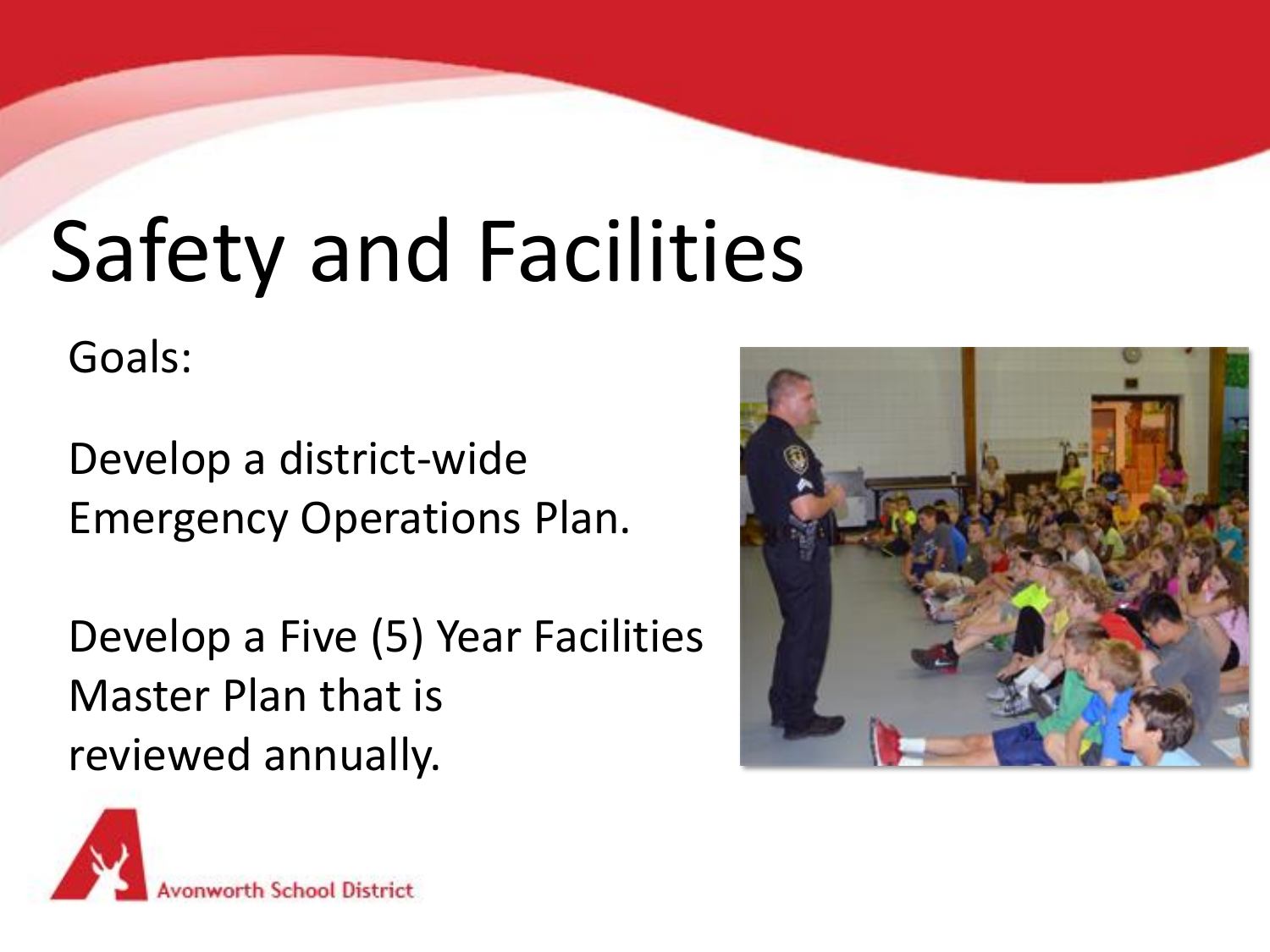# Safety and Facilities

Goals:

Develop a district-wide Emergency Operations Plan.

Develop a Five (5) Year Facilities Master Plan that is reviewed annually.

Avonworth School District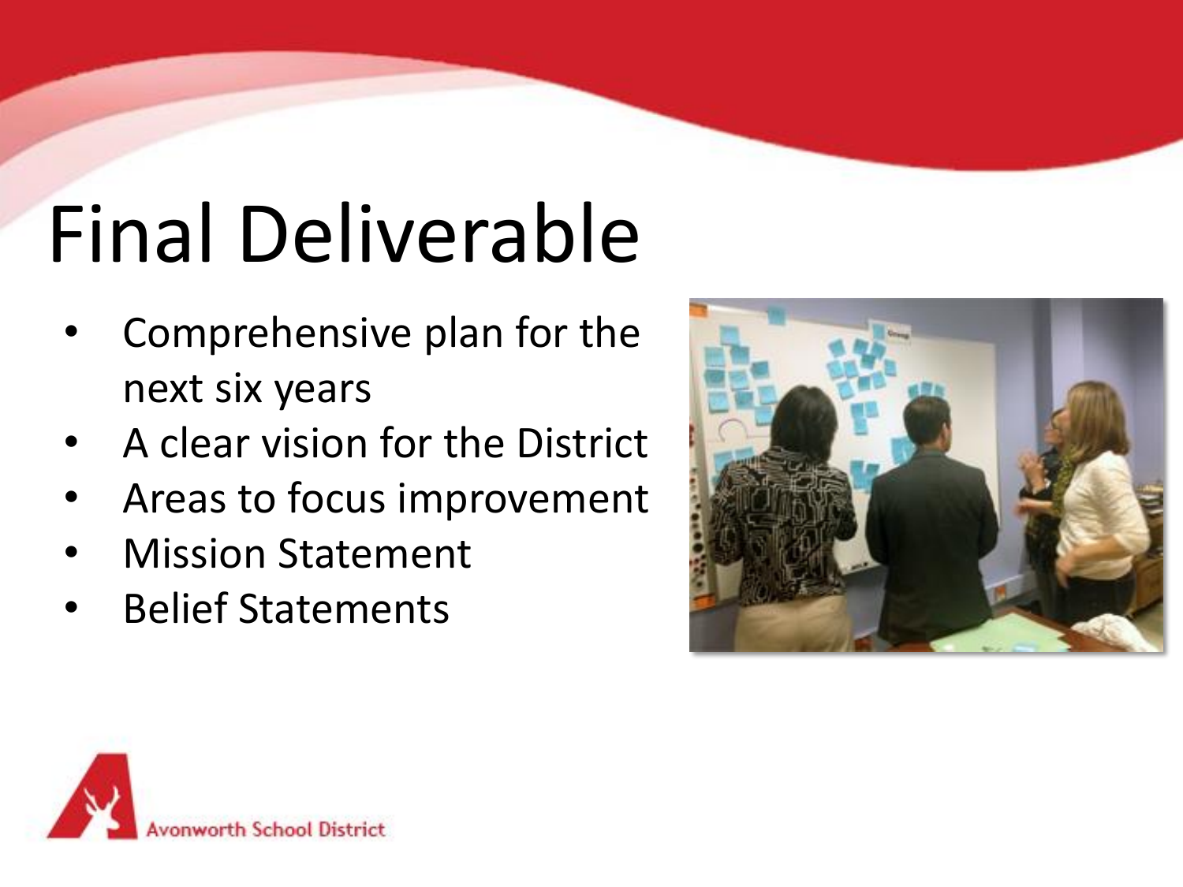# Final Deliverable

- Comprehensive plan for the next six years
- A clear vision for the District
- Areas to focus improvement
- Mission Statement
- Belief Statements

Avonworth School District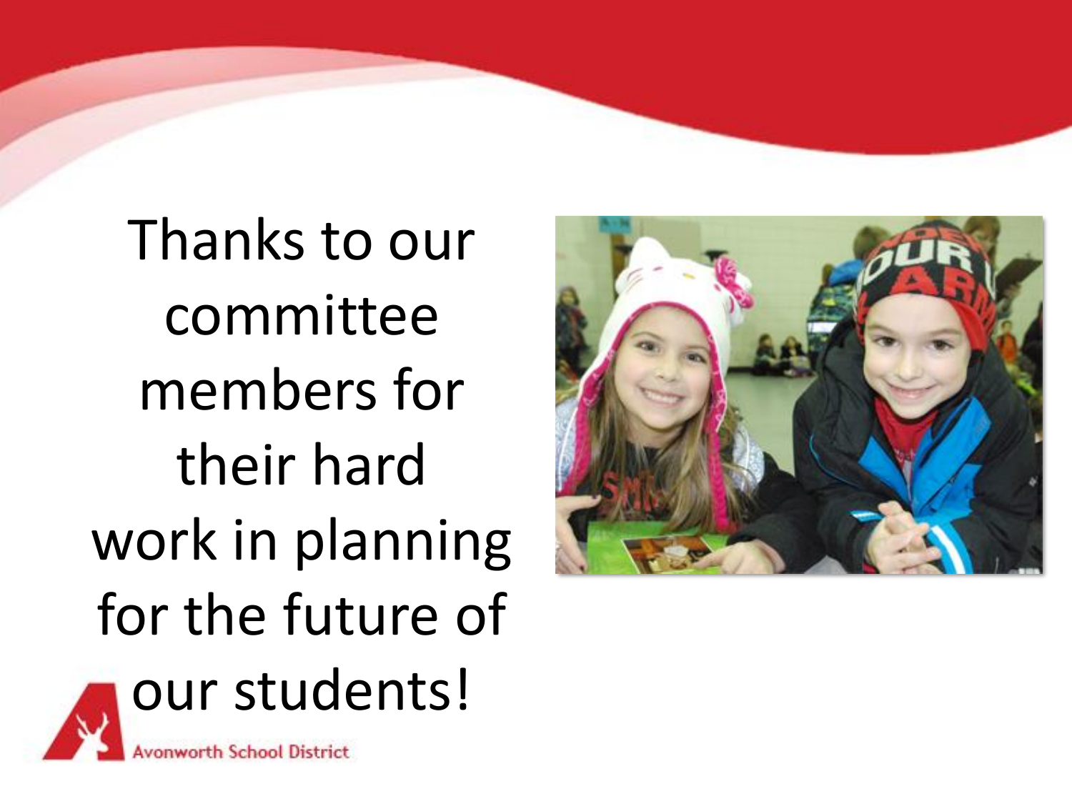Thanks to our committee members for their hard work in planning for the future of our students!

Avonworth School District